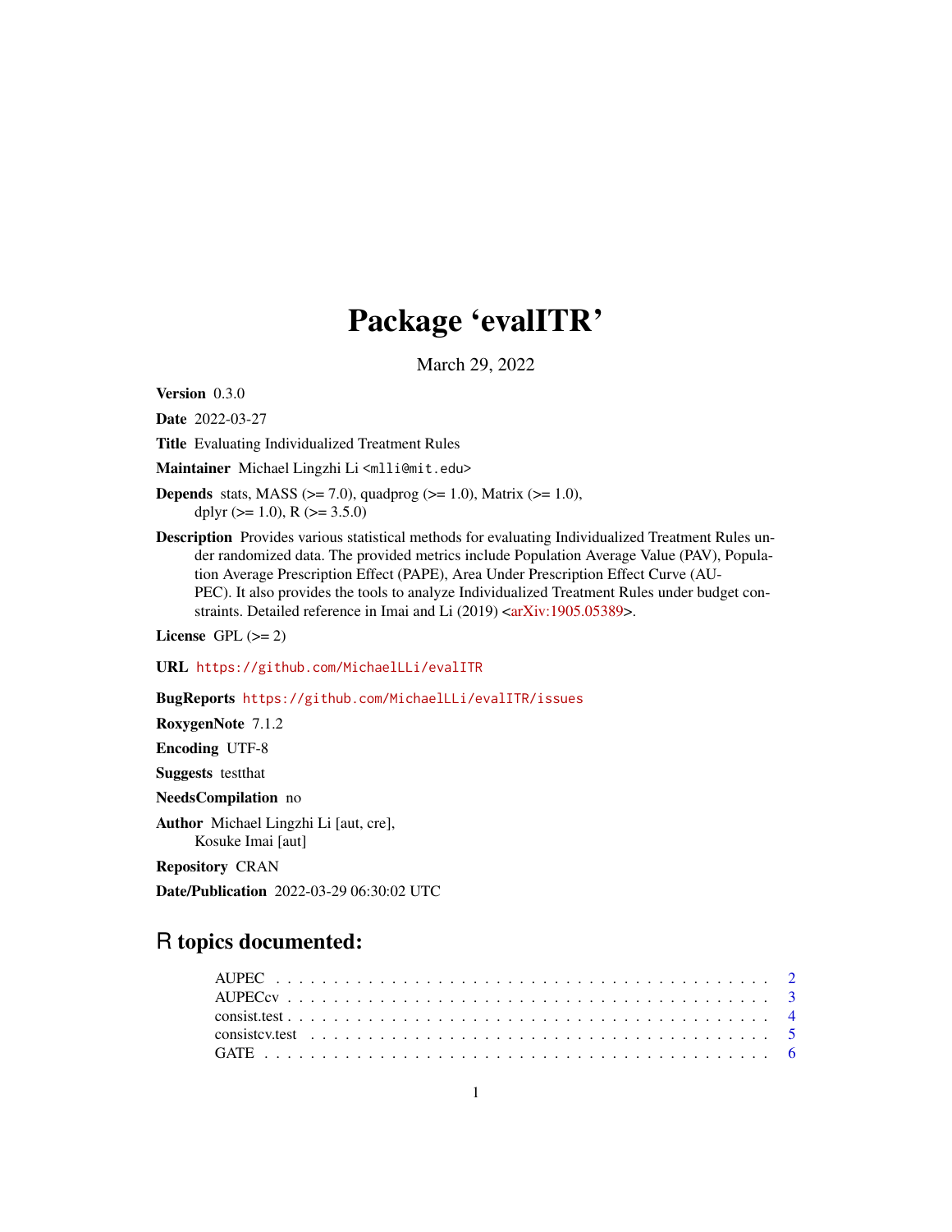# Package 'evalITR'

March 29, 2022

**Version** 0.3.0

**Date** 2022-03-27

**Title** Evaluating Individualized Treatment Rules

**Maintainer** Michael Lingzhi Li <mlli@mit.edu>

**Depends** stats, MASS (>= 7.0), quadprog (>= 1.0), Matrix (>= 1.0), dplyr (>= 1.0), R (>= 3.5.0)

**Description** Provides various statistical methods for evaluating Individualized Treatment Rules under randomized data. The provided metrics include Population Average Value (PAV), Population Average Prescription Effect (PAPE), Area Under Prescription Effect Curve (AUPEC). It also provides the tools to analyze Individualized Treatment Rules under budget constraints. Detailed reference in Imai and Li (2019) <arXiv:1905.05389>.

**License** GPL (>= 2)

**URL** https://github.com/MichaelLLi/evalITR

**BugReports** https://github.com/MichaelLLi/evalITR/issues

**RoxygenNote** 7.1.2

**Encoding** UTF-8

**Suggests** testthat

**NeedsCompilation** no

**Author** Michael Lingzhi Li [aut, cre], Kosuke Imai [aut]

**Repository** CRAN

**Date/Publication** 2022-03-29 06:30:02 UTC

## R topics documented:

| | |
|---|---|
| AUPEC | 2 |
| AUPECcv | 3 |
| consist.test | 4 |
| consistcv.test | 5 |
| GATE | 6 |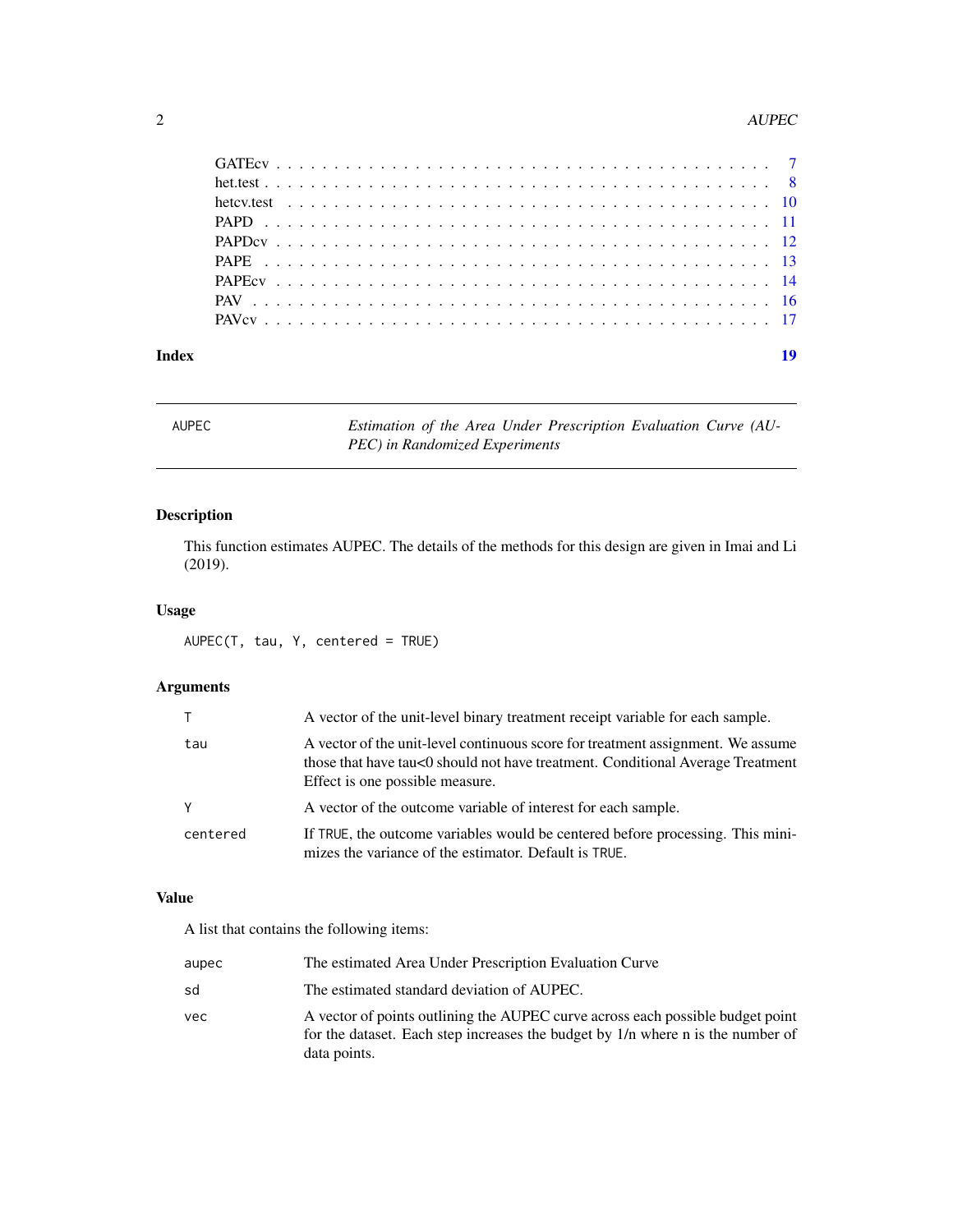| | |
|---|---|
| GATEcv | 7 |
| het.test | 8 |
| hetcv.test | 10 |
| PAPD | 11 |
| PAPDcv | 12 |
| PAPE | 13 |
| PAPEcv | 14 |
| PAV | 16 |
| PAVcv | 17 |

**Index** 19

---

AUPEC — *Estimation of the Area Under Prescription Evaluation Curve (AUPEC) in Randomized Experiments*

---

## Description

This function estimates AUPEC. The details of the methods for this design are given in Imai and Li (2019).

## Usage

```
AUPEC(T, tau, Y, centered = TRUE)
```

## Arguments

| | |
|---|---|
| `T` | A vector of the unit-level binary treatment receipt variable for each sample. |
| `tau` | A vector of the unit-level continuous score for treatment assignment. We assume those that have tau<0 should not have treatment. Conditional Average Treatment Effect is one possible measure. |
| `Y` | A vector of the outcome variable of interest for each sample. |
| `centered` | If `TRUE`, the outcome variables would be centered before processing. This minimizes the variance of the estimator. Default is `TRUE`. |

## Value

A list that contains the following items:

| | |
|---|---|
| `aupec` | The estimated Area Under Prescription Evaluation Curve |
| `sd` | The estimated standard deviation of AUPEC. |
| `vec` | A vector of points outlining the AUPEC curve across each possible budget point for the dataset. Each step increases the budget by 1/n where n is the number of data points. |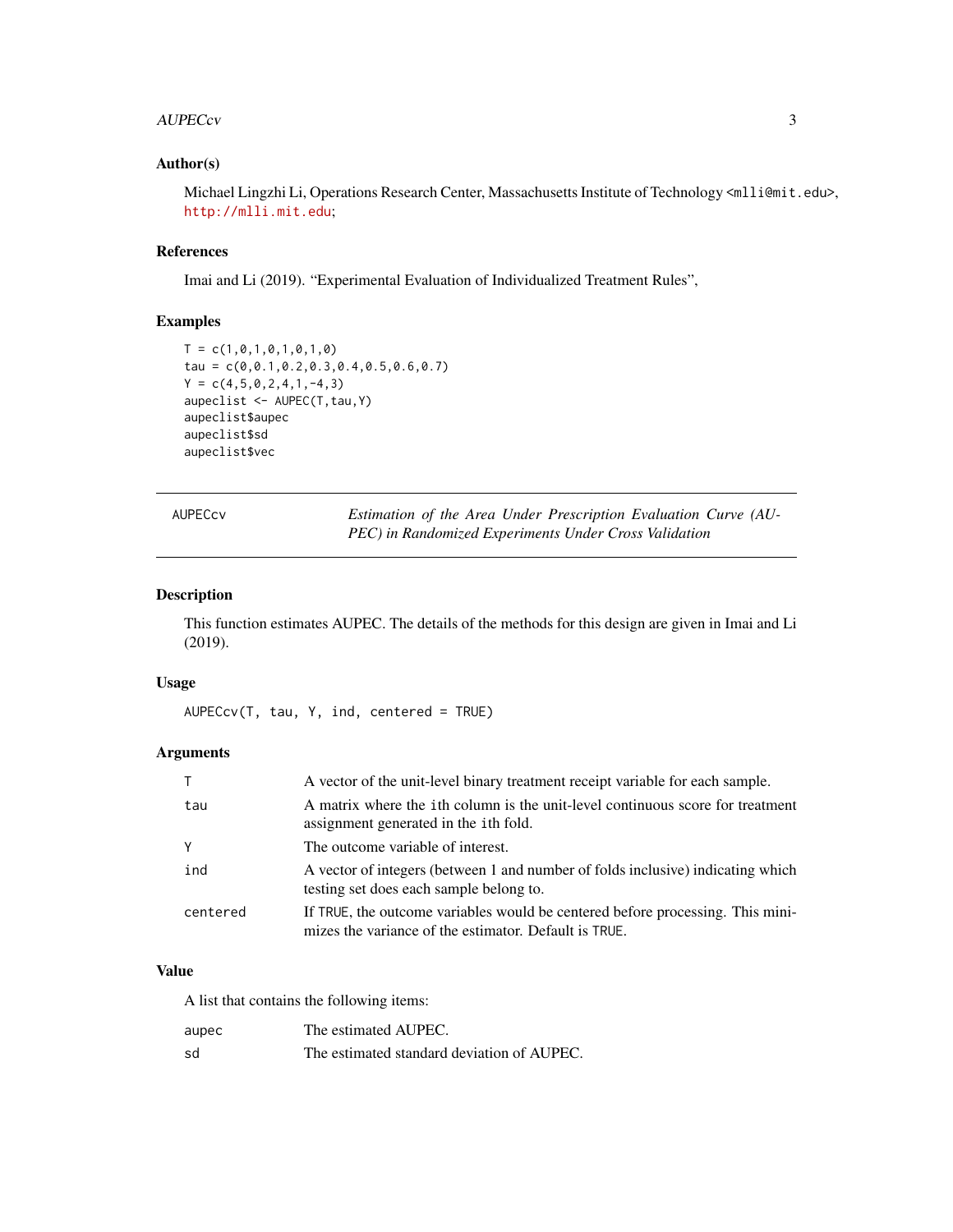### Author(s)

Michael Lingzhi Li, Operations Research Center, Massachusetts Institute of Technology <mlli@mit.edu>, http://mlli.mit.edu;

### References

Imai and Li (2019). "Experimental Evaluation of Individualized Treatment Rules",

### Examples

```
T = c(1,0,1,0,1,0,1,0)
tau = c(0,0.1,0.2,0.3,0.4,0.5,0.6,0.7)
Y = c(4,5,0,2,4,1,-4,3)
aupeclist <- AUPEC(T,tau,Y)
aupeclist$aupec
aupeclist$sd
aupeclist$vec
```

---

## AUPECcv

*Estimation of the Area Under Prescription Evaluation Curve (AUPEC) in Randomized Experiments Under Cross Validation*

---

### Description

This function estimates AUPEC. The details of the methods for this design are given in Imai and Li (2019).

### Usage

```
AUPECcv(T, tau, Y, ind, centered = TRUE)
```

### Arguments

| | |
|---|---|
| T | A vector of the unit-level binary treatment receipt variable for each sample. |
| tau | A matrix where the ith column is the unit-level continuous score for treatment assignment generated in the ith fold. |
| Y | The outcome variable of interest. |
| ind | A vector of integers (between 1 and number of folds inclusive) indicating which testing set does each sample belong to. |
| centered | If TRUE, the outcome variables would be centered before processing. This minimizes the variance of the estimator. Default is TRUE. |

### Value

A list that contains the following items:

| | |
|---|---|
| aupec | The estimated AUPEC. |
| sd | The estimated standard deviation of AUPEC. |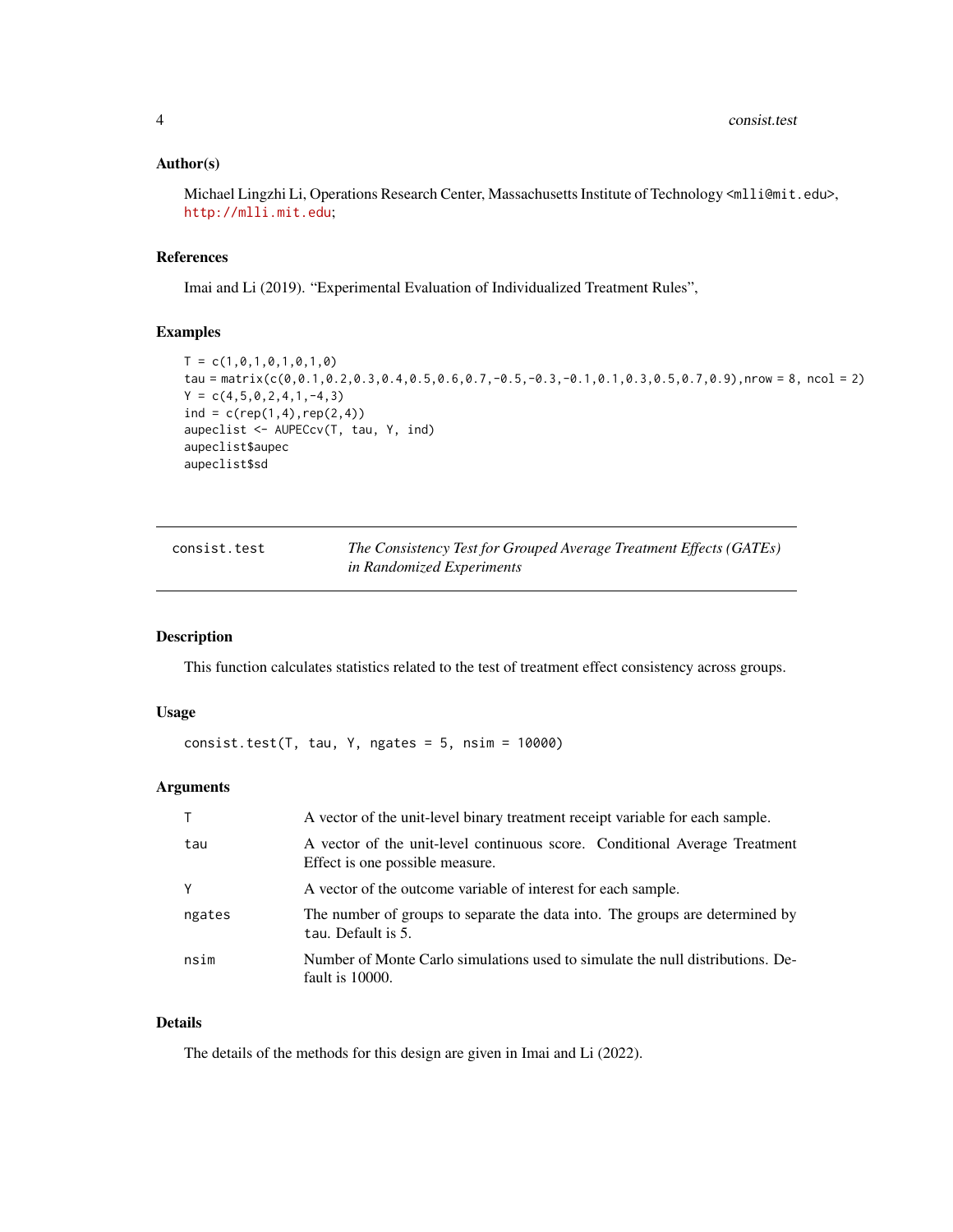### Author(s)

Michael Lingzhi Li, Operations Research Center, Massachusetts Institute of Technology <mlli@mit.edu>, http://mlli.mit.edu;

### References

Imai and Li (2019). "Experimental Evaluation of Individualized Treatment Rules",

### Examples

```
T = c(1,0,1,0,1,0,1,0)
tau = matrix(c(0,0.1,0.2,0.3,0.4,0.5,0.6,0.7,-0.5,-0.3,-0.1,0.1,0.3,0.5,0.7,0.9),nrow = 8, ncol = 2)
Y = c(4,5,0,2,4,1,-4,3)
ind = c(rep(1,4),rep(2,4))
aupeclist <- AUPECcv(T, tau, Y, ind)
aupeclist$aupec
aupeclist$sd
```

---

## consist.test — *The Consistency Test for Grouped Average Treatment Effects (GATEs) in Randomized Experiments*

### Description

This function calculates statistics related to the test of treatment effect consistency across groups.

### Usage

```
consist.test(T, tau, Y, ngates = 5, nsim = 10000)
```

### Arguments

| | |
|---|---|
| T | A vector of the unit-level binary treatment receipt variable for each sample. |
| tau | A vector of the unit-level continuous score. Conditional Average Treatment Effect is one possible measure. |
| Y | A vector of the outcome variable of interest for each sample. |
| ngates | The number of groups to separate the data into. The groups are determined by tau. Default is 5. |
| nsim | Number of Monte Carlo simulations used to simulate the null distributions. Default is 10000. |

### Details

The details of the methods for this design are given in Imai and Li (2022).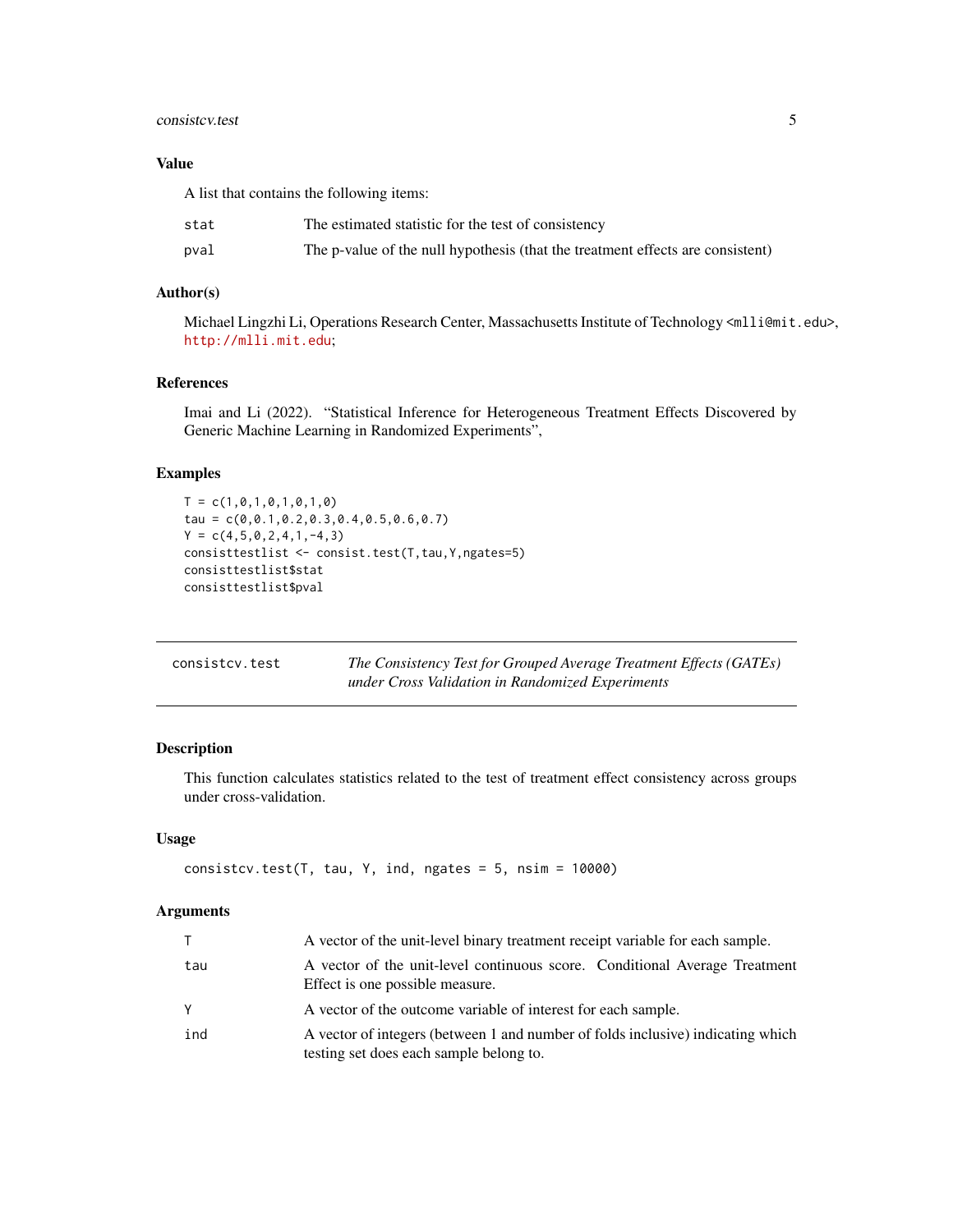### Value

A list that contains the following items:

| | |
|---|---|
| stat | The estimated statistic for the test of consistency |
| pval | The p-value of the null hypothesis (that the treatment effects are consistent) |

### Author(s)

Michael Lingzhi Li, Operations Research Center, Massachusetts Institute of Technology <mlli@mit.edu>, http://mlli.mit.edu;

### References

Imai and Li (2022). "Statistical Inference for Heterogeneous Treatment Effects Discovered by Generic Machine Learning in Randomized Experiments",

### Examples

```
T = c(1,0,1,0,1,0,1,0)
tau = c(0,0.1,0.2,0.3,0.4,0.5,0.6,0.7)
Y = c(4,5,0,2,4,1,-4,3)
consisttestlist <- consist.test(T,tau,Y,ngates=5)
consisttestlist$stat
consisttestlist$pval
```

---

## consistcv.test — *The Consistency Test for Grouped Average Treatment Effects (GATEs) under Cross Validation in Randomized Experiments*

---

### Description

This function calculates statistics related to the test of treatment effect consistency across groups under cross-validation.

### Usage

```
consistcv.test(T, tau, Y, ind, ngates = 5, nsim = 10000)
```

### Arguments

| | |
|---|---|
| T | A vector of the unit-level binary treatment receipt variable for each sample. |
| tau | A vector of the unit-level continuous score. Conditional Average Treatment Effect is one possible measure. |
| Y | A vector of the outcome variable of interest for each sample. |
| ind | A vector of integers (between 1 and number of folds inclusive) indicating which testing set does each sample belong to. |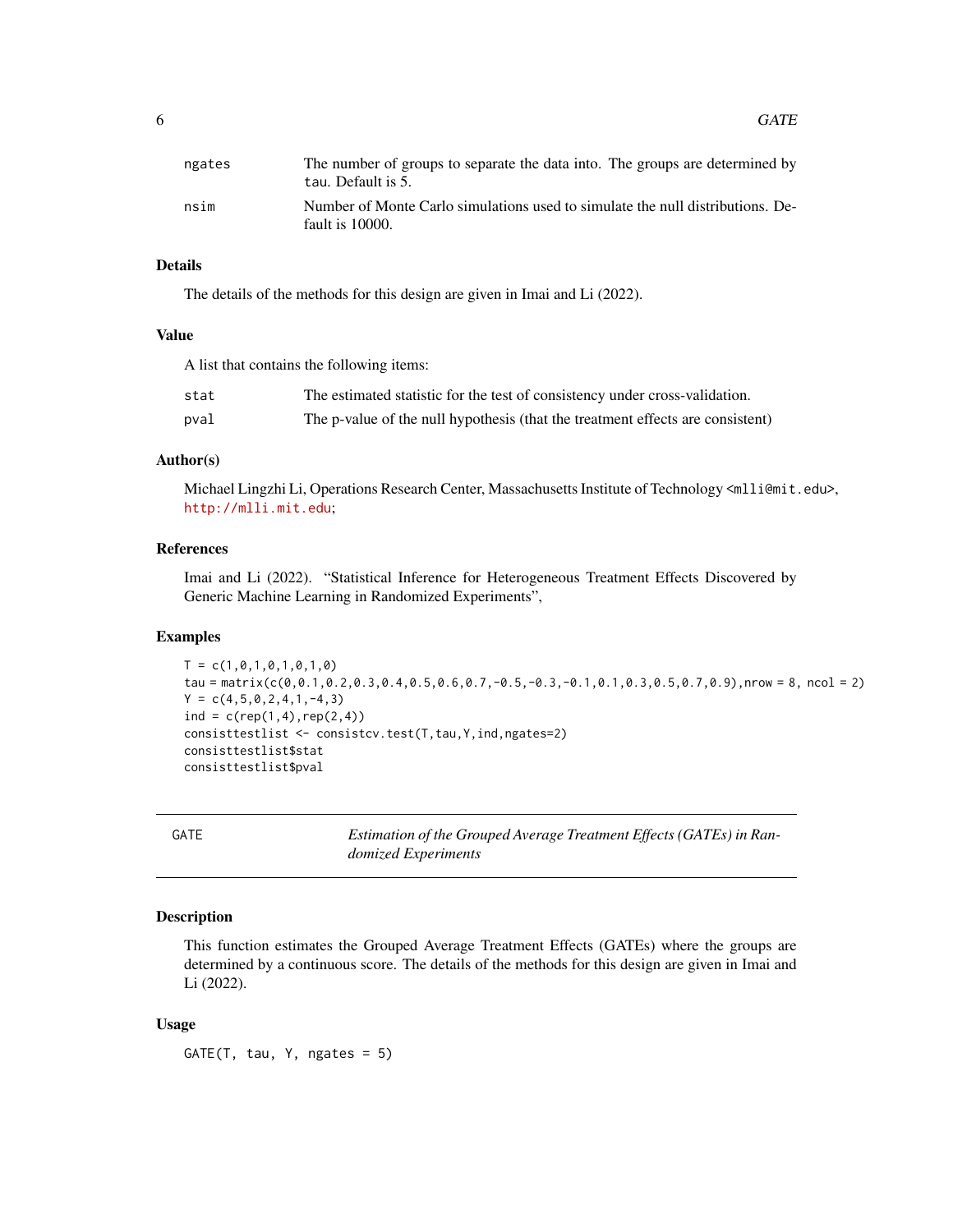| | |
|---|---|
| ngates | The number of groups to separate the data into. The groups are determined by tau. Default is 5. |
| nsim | Number of Monte Carlo simulations used to simulate the null distributions. Default is 10000. |

### Details

The details of the methods for this design are given in Imai and Li (2022).

### Value

A list that contains the following items:

| | |
|---|---|
| stat | The estimated statistic for the test of consistency under cross-validation. |
| pval | The p-value of the null hypothesis (that the treatment effects are consistent) |

### Author(s)

Michael Lingzhi Li, Operations Research Center, Massachusetts Institute of Technology <mlli@mit.edu>, http://mlli.mit.edu;

### References

Imai and Li (2022). "Statistical Inference for Heterogeneous Treatment Effects Discovered by Generic Machine Learning in Randomized Experiments",

### Examples

```
T = c(1,0,1,0,1,0,1,0)
tau = matrix(c(0,0.1,0.2,0.3,0.4,0.5,0.6,0.7,-0.5,-0.3,-0.1,0.1,0.3,0.5,0.7,0.9),nrow = 8, ncol = 2)
Y = c(4,5,0,2,4,1,-4,3)
ind = c(rep(1,4),rep(2,4))
consisttestlist <- consistcv.test(T,tau,Y,ind,ngates=2)
consisttestlist$stat
consisttestlist$pval
```

## GATE — *Estimation of the Grouped Average Treatment Effects (GATEs) in Randomized Experiments*

### Description

This function estimates the Grouped Average Treatment Effects (GATEs) where the groups are determined by a continuous score. The details of the methods for this design are given in Imai and Li (2022).

### Usage

```
GATE(T, tau, Y, ngates = 5)
```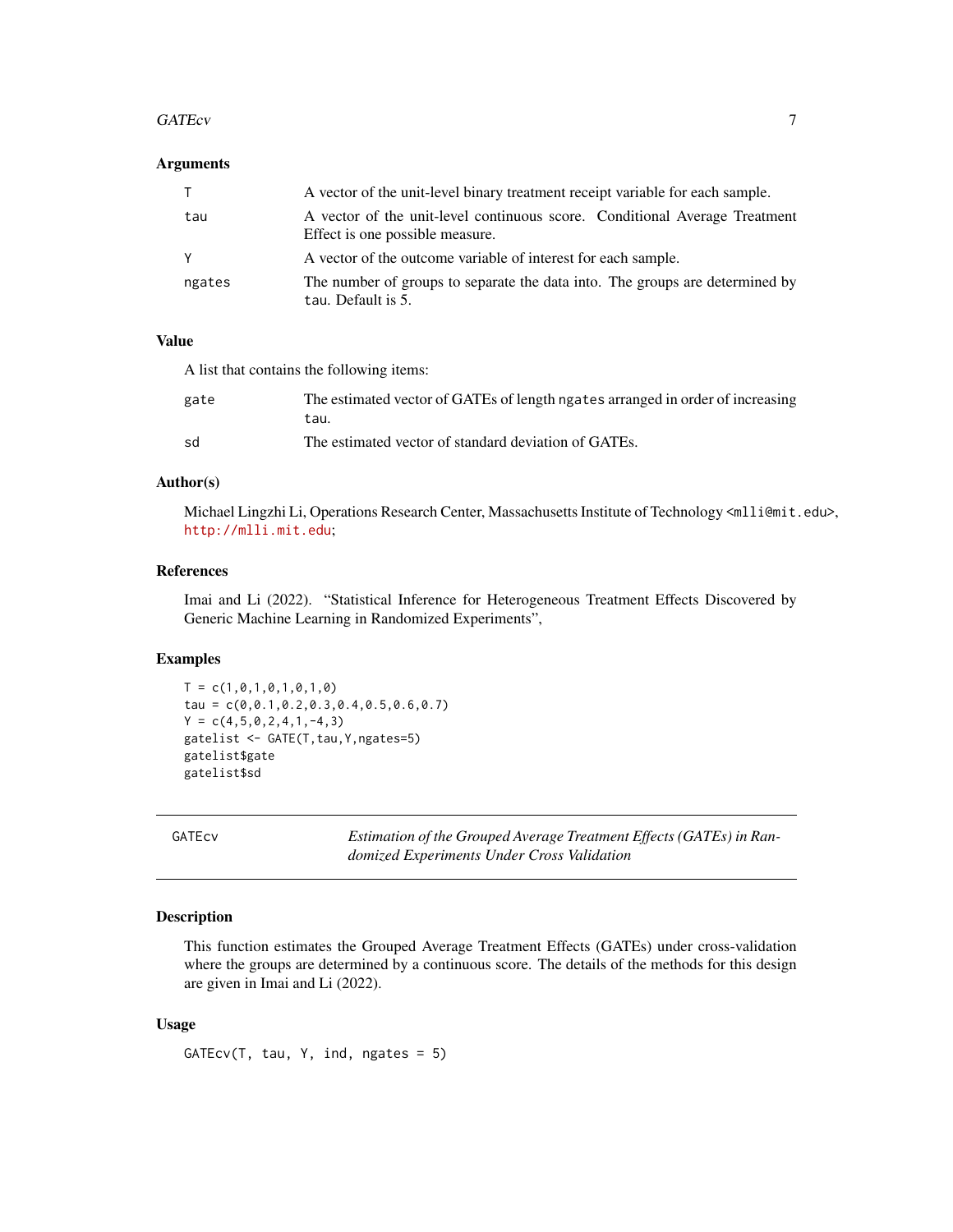### Arguments

| | |
|---|---|
| T | A vector of the unit-level binary treatment receipt variable for each sample. |
| tau | A vector of the unit-level continuous score. Conditional Average Treatment Effect is one possible measure. |
| Y | A vector of the outcome variable of interest for each sample. |
| ngates | The number of groups to separate the data into. The groups are determined by tau. Default is 5. |

### Value

A list that contains the following items:

| | |
|---|---|
| gate | The estimated vector of GATEs of length ngates arranged in order of increasing tau. |
| sd | The estimated vector of standard deviation of GATEs. |

### Author(s)

Michael Lingzhi Li, Operations Research Center, Massachusetts Institute of Technology <mlli@mit.edu>, http://mlli.mit.edu;

### References

Imai and Li (2022). "Statistical Inference for Heterogeneous Treatment Effects Discovered by Generic Machine Learning in Randomized Experiments",

### Examples

```
T = c(1,0,1,0,1,0,1,0)
tau = c(0,0.1,0.2,0.3,0.4,0.5,0.6,0.7)
Y = c(4,5,0,2,4,1,-4,3)
gatelist <- GATE(T,tau,Y,ngates=5)
gatelist$gate
gatelist$sd
```

---

## GATEcv — *Estimation of the Grouped Average Treatment Effects (GATEs) in Randomized Experiments Under Cross Validation*

### Description

This function estimates the Grouped Average Treatment Effects (GATEs) under cross-validation where the groups are determined by a continuous score. The details of the methods for this design are given in Imai and Li (2022).

### Usage

```
GATEcv(T, tau, Y, ind, ngates = 5)
```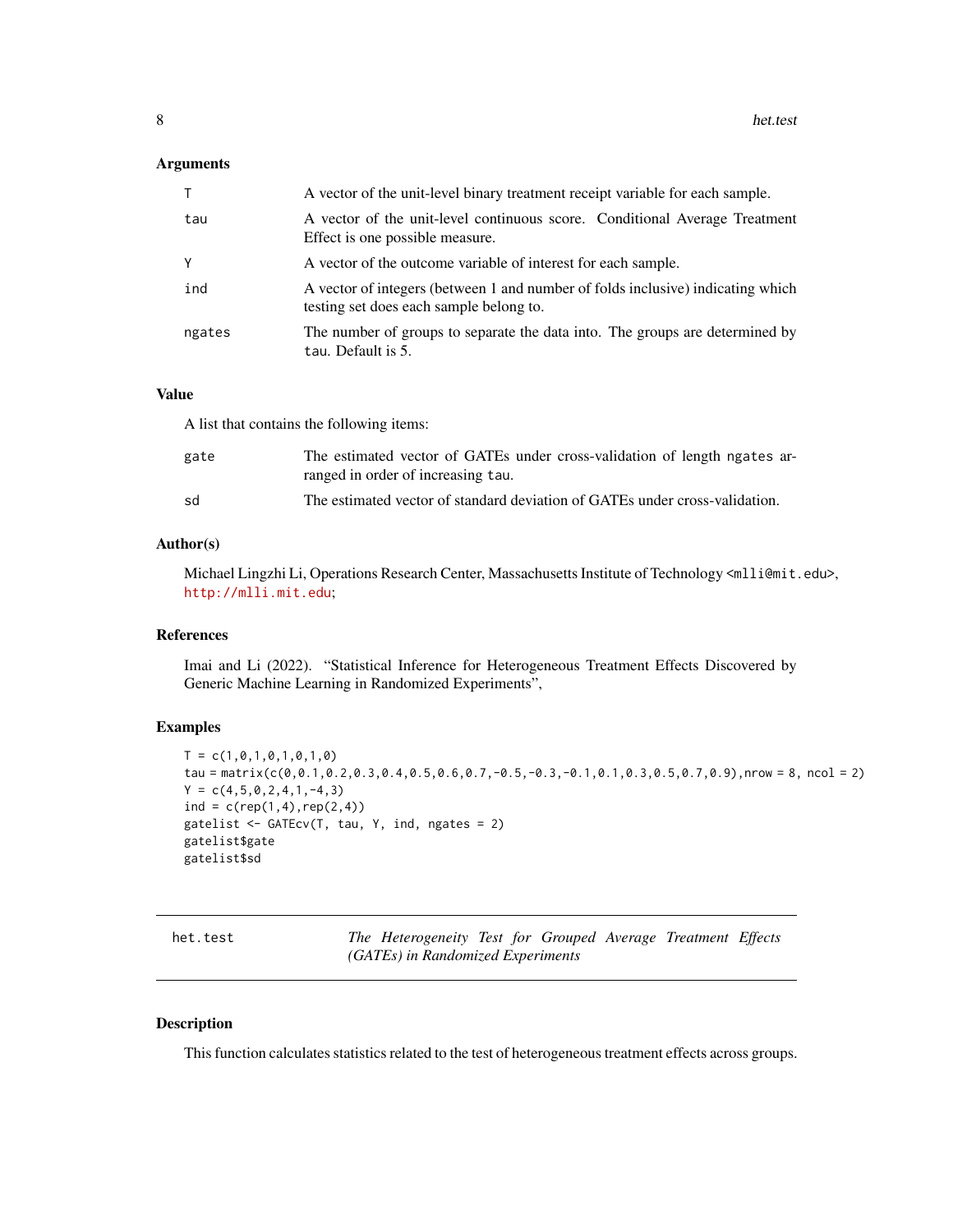### Arguments

| | |
|---|---|
| T | A vector of the unit-level binary treatment receipt variable for each sample. |
| tau | A vector of the unit-level continuous score. Conditional Average Treatment Effect is one possible measure. |
| Y | A vector of the outcome variable of interest for each sample. |
| ind | A vector of integers (between 1 and number of folds inclusive) indicating which testing set does each sample belong to. |
| ngates | The number of groups to separate the data into. The groups are determined by tau. Default is 5. |

### Value

A list that contains the following items:

| | |
|---|---|
| gate | The estimated vector of GATEs under cross-validation of length ngates arranged in order of increasing tau. |
| sd | The estimated vector of standard deviation of GATEs under cross-validation. |

### Author(s)

Michael Lingzhi Li, Operations Research Center, Massachusetts Institute of Technology <mlli@mit.edu>, http://mlli.mit.edu;

### References

Imai and Li (2022). "Statistical Inference for Heterogeneous Treatment Effects Discovered by Generic Machine Learning in Randomized Experiments",

### Examples

```
T = c(1,0,1,0,1,0,1,0)
tau = matrix(c(0,0.1,0.2,0.3,0.4,0.5,0.6,0.7,-0.5,-0.3,-0.1,0.1,0.3,0.5,0.7,0.9),nrow = 8, ncol = 2)
Y = c(4,5,0,2,4,1,-4,3)
ind = c(rep(1,4),rep(2,4))
gatelist <- GATEcv(T, tau, Y, ind, ngates = 2)
gatelist$gate
gatelist$sd
```

---

## het.test — *The Heterogeneity Test for Grouped Average Treatment Effects (GATEs) in Randomized Experiments*

### Description

This function calculates statistics related to the test of heterogeneous treatment effects across groups.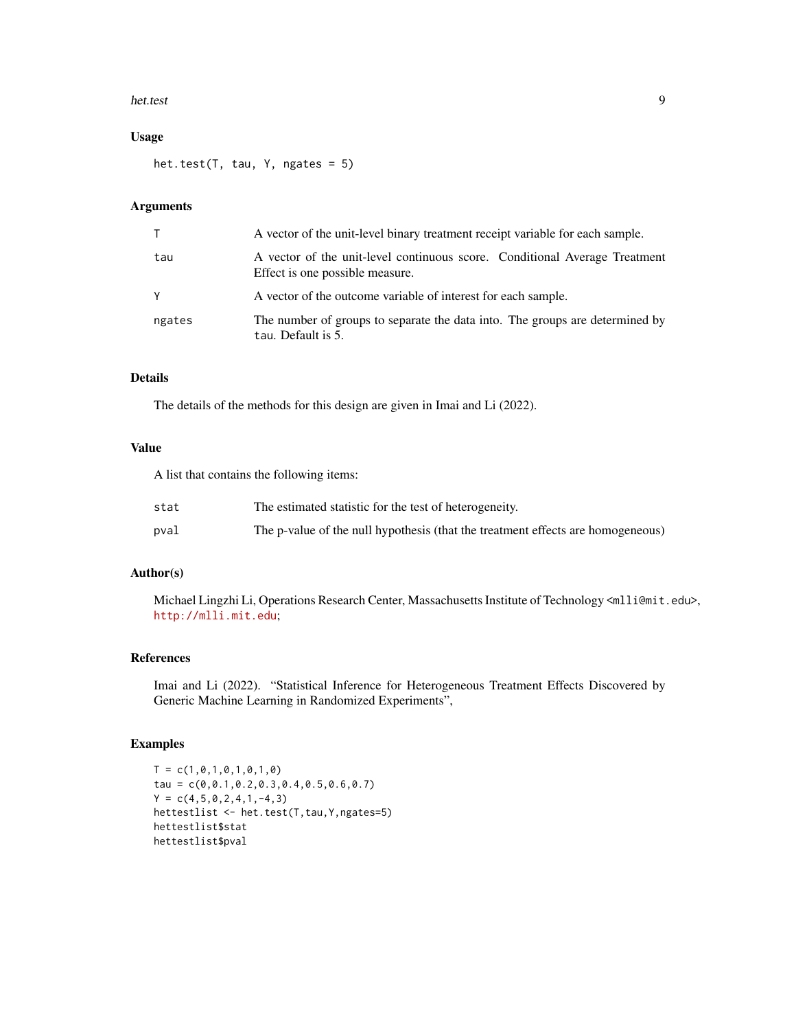### Usage

```
het.test(T, tau, Y, ngates = 5)
```

### Arguments

| | |
|---|---|
| T | A vector of the unit-level binary treatment receipt variable for each sample. |
| tau | A vector of the unit-level continuous score. Conditional Average Treatment Effect is one possible measure. |
| Y | A vector of the outcome variable of interest for each sample. |
| ngates | The number of groups to separate the data into. The groups are determined by tau. Default is 5. |

### Details

The details of the methods for this design are given in Imai and Li (2022).

### Value

A list that contains the following items:

| | |
|---|---|
| stat | The estimated statistic for the test of heterogeneity. |
| pval | The p-value of the null hypothesis (that the treatment effects are homogeneous) |

### Author(s)

Michael Lingzhi Li, Operations Research Center, Massachusetts Institute of Technology <mlli@mit.edu>, http://mlli.mit.edu;

### References

Imai and Li (2022). "Statistical Inference for Heterogeneous Treatment Effects Discovered by Generic Machine Learning in Randomized Experiments",

### Examples

```
T = c(1,0,1,0,1,0,1,0)
tau = c(0,0.1,0.2,0.3,0.4,0.5,0.6,0.7)
Y = c(4,5,0,2,4,1,-4,3)
hettestlist <- het.test(T,tau,Y,ngates=5)
hettestlist$stat
hettestlist$pval
```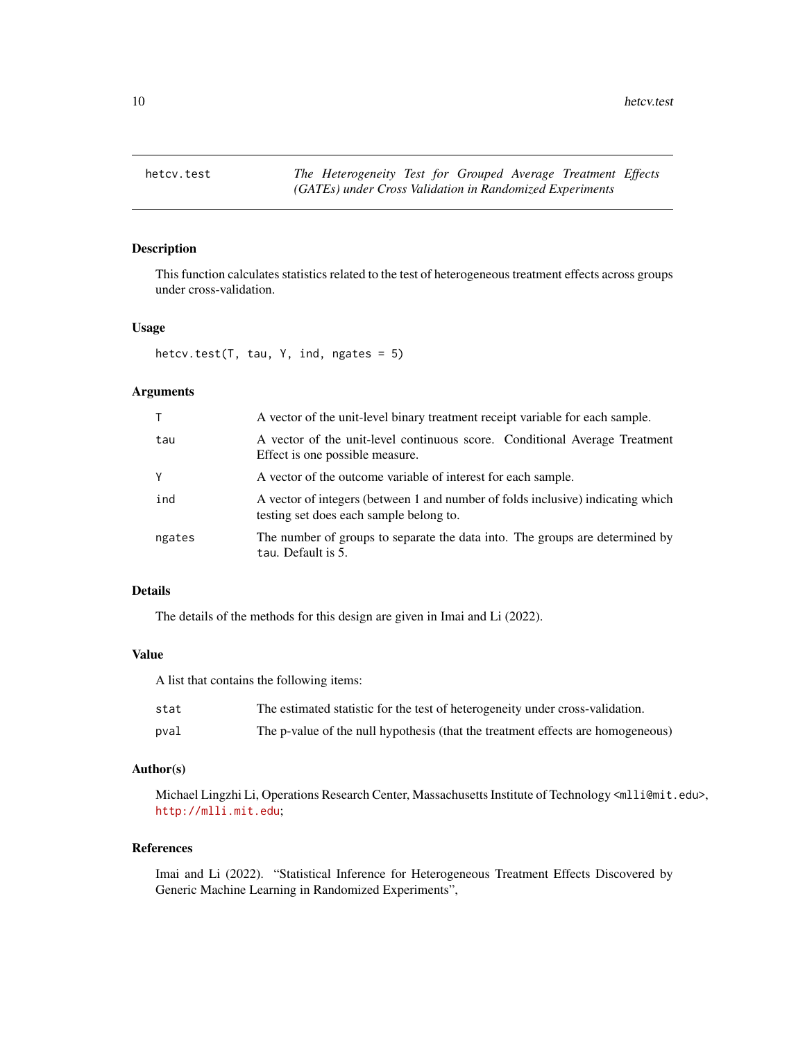hetcv.test — *The Heterogeneity Test for Grouped Average Treatment Effects (GATEs) under Cross Validation in Randomized Experiments*

## Description

This function calculates statistics related to the test of heterogeneous treatment effects across groups under cross-validation.

## Usage

```
hetcv.test(T, tau, Y, ind, ngates = 5)
```

## Arguments

| | |
|---|---|
| `T` | A vector of the unit-level binary treatment receipt variable for each sample. |
| `tau` | A vector of the unit-level continuous score. Conditional Average Treatment Effect is one possible measure. |
| `Y` | A vector of the outcome variable of interest for each sample. |
| `ind` | A vector of integers (between 1 and number of folds inclusive) indicating which testing set does each sample belong to. |
| `ngates` | The number of groups to separate the data into. The groups are determined by `tau`. Default is 5. |

## Details

The details of the methods for this design are given in Imai and Li (2022).

## Value

A list that contains the following items:

| | |
|---|---|
| `stat` | The estimated statistic for the test of heterogeneity under cross-validation. |
| `pval` | The p-value of the null hypothesis (that the treatment effects are homogeneous) |

## Author(s)

Michael Lingzhi Li, Operations Research Center, Massachusetts Institute of Technology <mlli@mit.edu>, http://mlli.mit.edu;

## References

Imai and Li (2022). "Statistical Inference for Heterogeneous Treatment Effects Discovered by Generic Machine Learning in Randomized Experiments",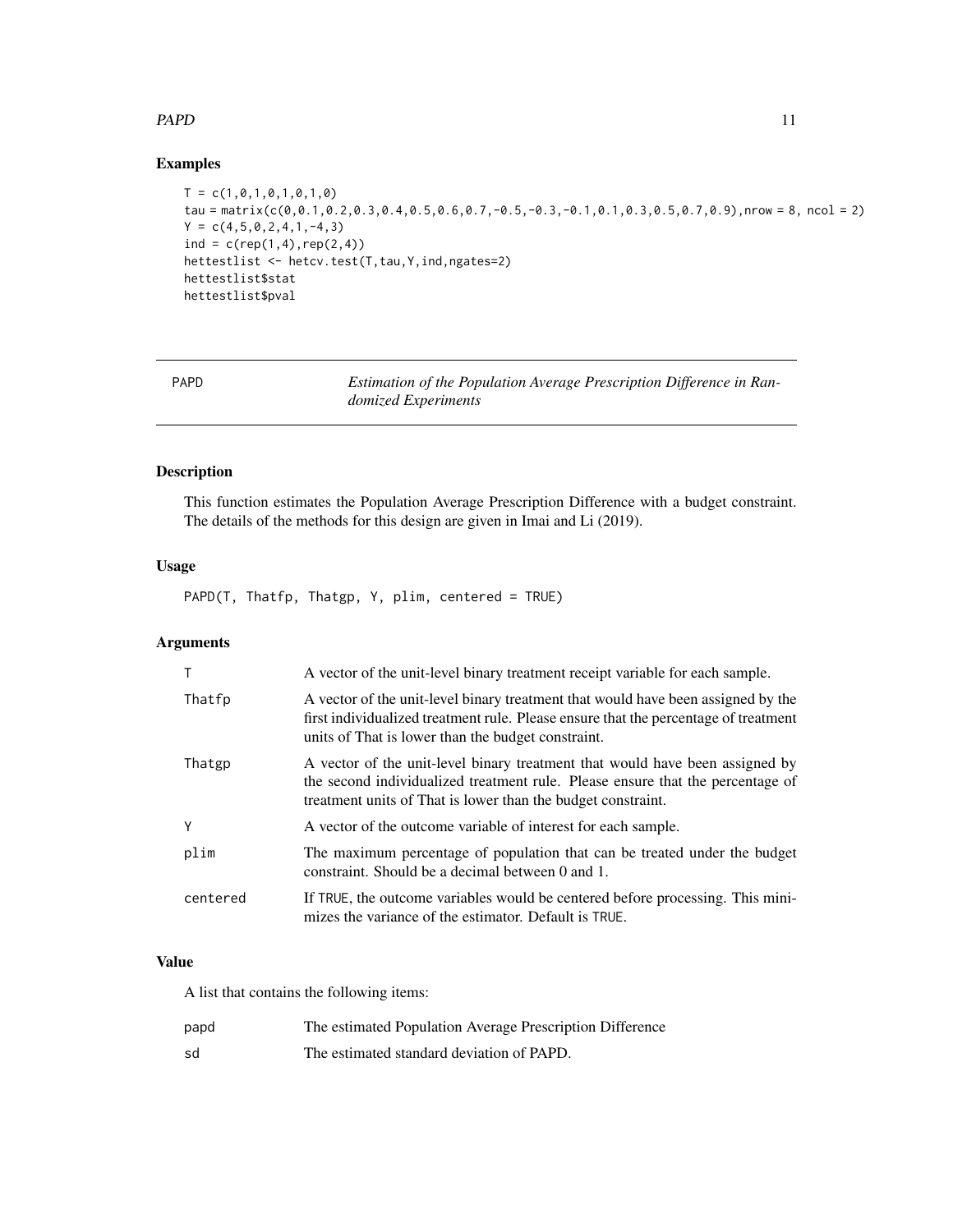## Examples

```
T = c(1,0,1,0,1,0,1,0)
tau = matrix(c(0,0.1,0.2,0.3,0.4,0.5,0.6,0.7,-0.5,-0.3,-0.1,0.1,0.3,0.5,0.7,0.9),nrow = 8, ncol = 2)
Y = c(4,5,0,2,4,1,-4,3)
ind = c(rep(1,4),rep(2,4))
hettestlist <- hetcv.test(T,tau,Y,ind,ngates=2)
hettestlist$stat
hettestlist$pval
```

---

# PAPD *Estimation of the Population Average Prescription Difference in Randomized Experiments*

---

## Description

This function estimates the Population Average Prescription Difference with a budget constraint. The details of the methods for this design are given in Imai and Li (2019).

## Usage

```
PAPD(T, Thatfp, Thatgp, Y, plim, centered = TRUE)
```

## Arguments

| | |
|---|---|
| T | A vector of the unit-level binary treatment receipt variable for each sample. |
| Thatfp | A vector of the unit-level binary treatment that would have been assigned by the first individualized treatment rule. Please ensure that the percentage of treatment units of That is lower than the budget constraint. |
| Thatgp | A vector of the unit-level binary treatment that would have been assigned by the second individualized treatment rule. Please ensure that the percentage of treatment units of That is lower than the budget constraint. |
| Y | A vector of the outcome variable of interest for each sample. |
| plim | The maximum percentage of population that can be treated under the budget constraint. Should be a decimal between 0 and 1. |
| centered | If TRUE, the outcome variables would be centered before processing. This minimizes the variance of the estimator. Default is TRUE. |

## Value

A list that contains the following items:

| | |
|---|---|
| papd | The estimated Population Average Prescription Difference |
| sd | The estimated standard deviation of PAPD. |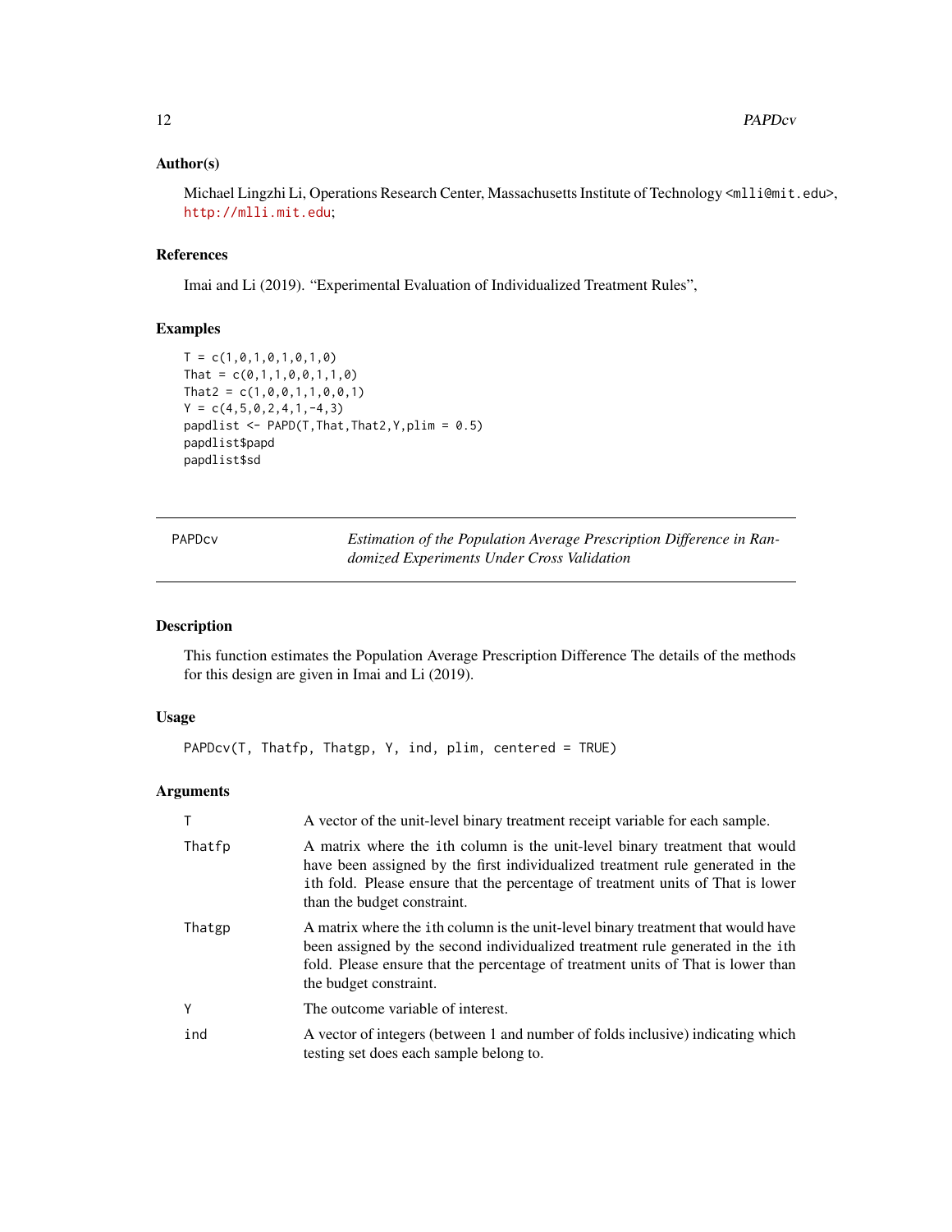### Author(s)

Michael Lingzhi Li, Operations Research Center, Massachusetts Institute of Technology <mlli@mit.edu>, http://mlli.mit.edu;

### References

Imai and Li (2019). "Experimental Evaluation of Individualized Treatment Rules",

### Examples

```
T = c(1,0,1,0,1,0,1,0)
That = c(0,1,1,0,0,1,1,0)
That2 = c(1,0,0,1,1,0,0,1)
Y = c(4,5,0,2,4,1,-4,3)
papdlist <- PAPD(T,That,That2,Y,plim = 0.5)
papdlist$papd
papdlist$sd
```

---

## PAPDcv — *Estimation of the Population Average Prescription Difference in Randomized Experiments Under Cross Validation*

### Description

This function estimates the Population Average Prescription Difference The details of the methods for this design are given in Imai and Li (2019).

### Usage

```
PAPDcv(T, Thatfp, Thatgp, Y, ind, plim, centered = TRUE)
```

### Arguments

| | |
|---|---|
| T | A vector of the unit-level binary treatment receipt variable for each sample. |
| Thatfp | A matrix where the ith column is the unit-level binary treatment that would have been assigned by the first individualized treatment rule generated in the ith fold. Please ensure that the percentage of treatment units of That is lower than the budget constraint. |
| Thatgp | A matrix where the ith column is the unit-level binary treatment that would have been assigned by the second individualized treatment rule generated in the ith fold. Please ensure that the percentage of treatment units of That is lower than the budget constraint. |
| Y | The outcome variable of interest. |
| ind | A vector of integers (between 1 and number of folds inclusive) indicating which testing set does each sample belong to. |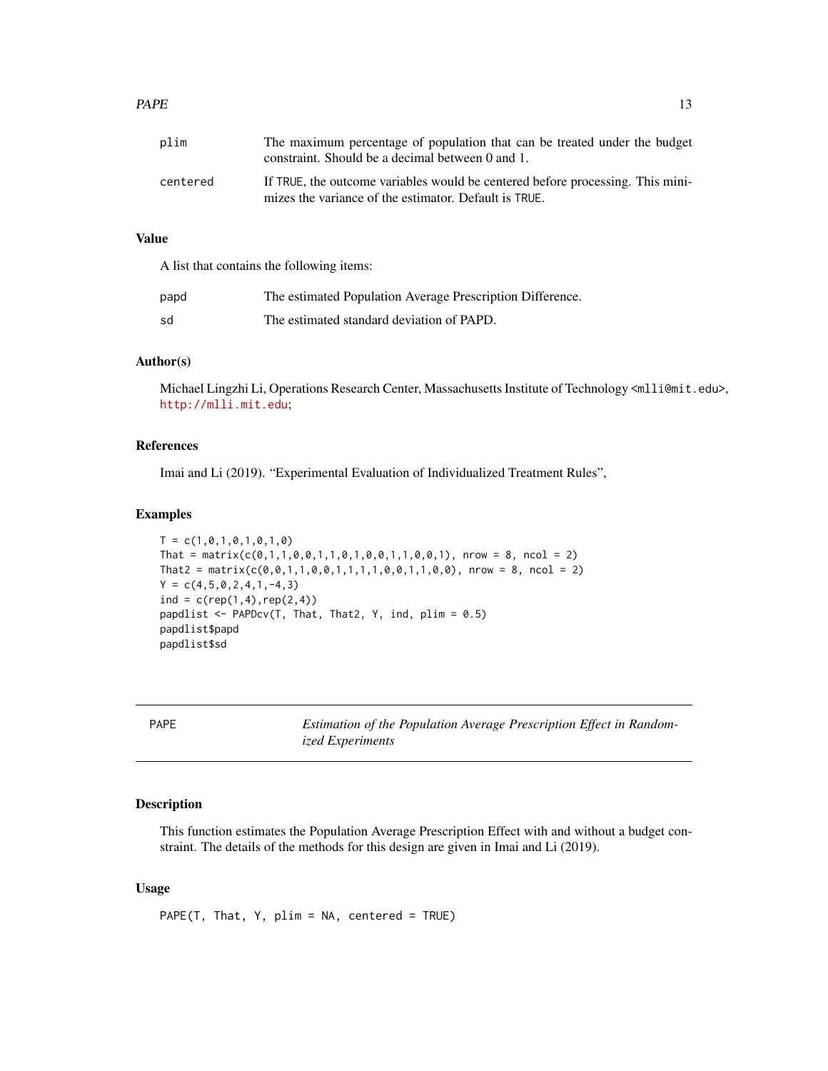| | |
|---|---|
| plim | The maximum percentage of population that can be treated under the budget constraint. Should be a decimal between 0 and 1. |
| centered | If TRUE, the outcome variables would be centered before processing. This minimizes the variance of the estimator. Default is TRUE. |

### Value

A list that contains the following items:

| | |
|---|---|
| papd | The estimated Population Average Prescription Difference. |
| sd | The estimated standard deviation of PAPD. |

### Author(s)

Michael Lingzhi Li, Operations Research Center, Massachusetts Institute of Technology <mlli@mit.edu>, http://mlli.mit.edu;

### References

Imai and Li (2019). "Experimental Evaluation of Individualized Treatment Rules",

### Examples

```
T = c(1,0,1,0,1,0,1,0)
That = matrix(c(0,1,1,0,0,1,1,0,1,0,0,1,1,0,0,1), nrow = 8, ncol = 2)
That2 = matrix(c(0,0,1,1,0,0,1,1,1,1,0,0,1,1,0,0), nrow = 8, ncol = 2)
Y = c(4,5,0,2,4,1,-4,3)
ind = c(rep(1,4),rep(2,4))
papdlist <- PAPDcv(T, That, That2, Y, ind, plim = 0.5)
papdlist$papd
papdlist$sd
```

---

## PAPE — *Estimation of the Population Average Prescription Effect in Randomized Experiments*

### Description

This function estimates the Population Average Prescription Effect with and without a budget constraint. The details of the methods for this design are given in Imai and Li (2019).

### Usage

```
PAPE(T, That, Y, plim = NA, centered = TRUE)
```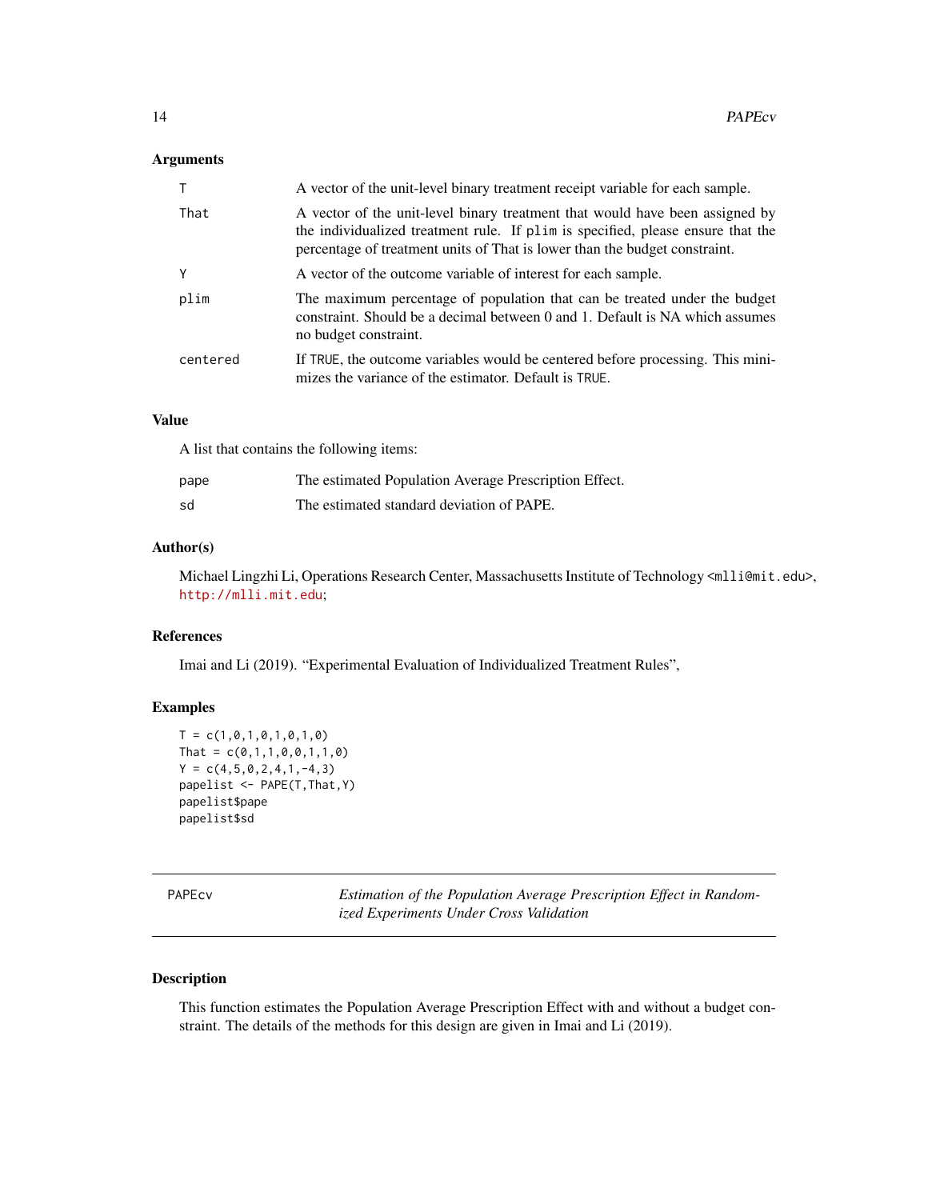## Arguments

| | |
|---|---|
| T | A vector of the unit-level binary treatment receipt variable for each sample. |
| That | A vector of the unit-level binary treatment that would have been assigned by the individualized treatment rule. If plim is specified, please ensure that the percentage of treatment units of That is lower than the budget constraint. |
| Y | A vector of the outcome variable of interest for each sample. |
| plim | The maximum percentage of population that can be treated under the budget constraint. Should be a decimal between 0 and 1. Default is NA which assumes no budget constraint. |
| centered | If TRUE, the outcome variables would be centered before processing. This minimizes the variance of the estimator. Default is TRUE. |

## Value

A list that contains the following items:

| | |
|---|---|
| pape | The estimated Population Average Prescription Effect. |
| sd | The estimated standard deviation of PAPE. |

## Author(s)

Michael Lingzhi Li, Operations Research Center, Massachusetts Institute of Technology <mlli@mit.edu>, http://mlli.mit.edu;

## References

Imai and Li (2019). "Experimental Evaluation of Individualized Treatment Rules",

## Examples

```
T = c(1,0,1,0,1,0,1,0)
That = c(0,1,1,0,0,1,1,0)
Y = c(4,5,0,2,4,1,-4,3)
papelist <- PAPE(T,That,Y)
papelist$pape
papelist$sd
```

---

# PAPEcv — *Estimation of the Population Average Prescription Effect in Randomized Experiments Under Cross Validation*

## Description

This function estimates the Population Average Prescription Effect with and without a budget constraint. The details of the methods for this design are given in Imai and Li (2019).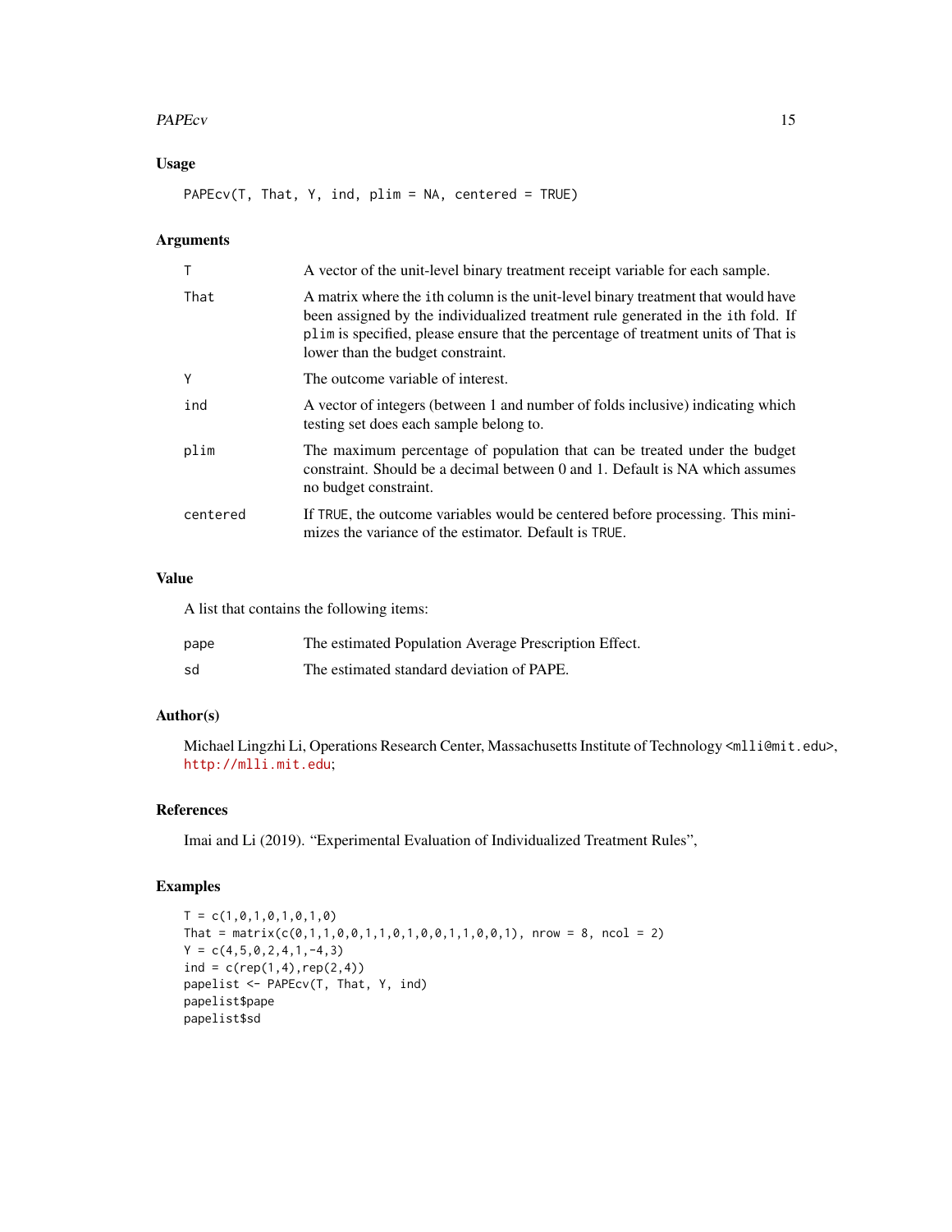## Usage

```
PAPEcv(T, That, Y, ind, plim = NA, centered = TRUE)
```

## Arguments

| | |
|---|---|
| T | A vector of the unit-level binary treatment receipt variable for each sample. |
| That | A matrix where the ith column is the unit-level binary treatment that would have been assigned by the individualized treatment rule generated in the ith fold. If plim is specified, please ensure that the percentage of treatment units of That is lower than the budget constraint. |
| Y | The outcome variable of interest. |
| ind | A vector of integers (between 1 and number of folds inclusive) indicating which testing set does each sample belong to. |
| plim | The maximum percentage of population that can be treated under the budget constraint. Should be a decimal between 0 and 1. Default is NA which assumes no budget constraint. |
| centered | If TRUE, the outcome variables would be centered before processing. This minimizes the variance of the estimator. Default is TRUE. |

## Value

A list that contains the following items:

| | |
|---|---|
| pape | The estimated Population Average Prescription Effect. |
| sd | The estimated standard deviation of PAPE. |

## Author(s)

Michael Lingzhi Li, Operations Research Center, Massachusetts Institute of Technology <mlli@mit.edu>, http://mlli.mit.edu;

## References

Imai and Li (2019). "Experimental Evaluation of Individualized Treatment Rules",

## Examples

```
T = c(1,0,1,0,1,0,1,0)
That = matrix(c(0,1,1,0,0,1,1,0,1,0,0,1,1,0,0,1), nrow = 8, ncol = 2)
Y = c(4,5,0,2,4,1,-4,3)
ind = c(rep(1,4),rep(2,4))
papelist <- PAPEcv(T, That, Y, ind)
papelist$pape
papelist$sd
```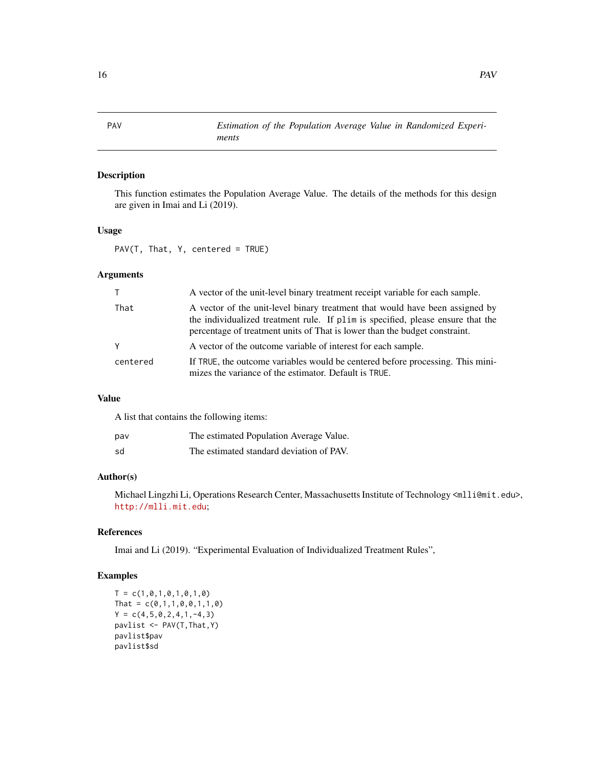# PAV    *Estimation of the Population Average Value in Randomized Experiments*

## Description

This function estimates the Population Average Value. The details of the methods for this design are given in Imai and Li (2019).

## Usage

```
PAV(T, That, Y, centered = TRUE)
```

## Arguments

| | |
|---|---|
| T | A vector of the unit-level binary treatment receipt variable for each sample. |
| That | A vector of the unit-level binary treatment that would have been assigned by the individualized treatment rule. If `plim` is specified, please ensure that the percentage of treatment units of That is lower than the budget constraint. |
| Y | A vector of the outcome variable of interest for each sample. |
| centered | If `TRUE`, the outcome variables would be centered before processing. This minimizes the variance of the estimator. Default is `TRUE`. |

## Value

A list that contains the following items:

| | |
|---|---|
| pav | The estimated Population Average Value. |
| sd | The estimated standard deviation of PAV. |

## Author(s)

Michael Lingzhi Li, Operations Research Center, Massachusetts Institute of Technology <mlli@mit.edu>, http://mlli.mit.edu;

## References

Imai and Li (2019). "Experimental Evaluation of Individualized Treatment Rules",

## Examples

```
T = c(1,0,1,0,1,0,1,0)
That = c(0,1,1,0,0,1,1,0)
Y = c(4,5,0,2,4,1,-4,3)
pavlist <- PAV(T,That,Y)
pavlist$pav
pavlist$sd
```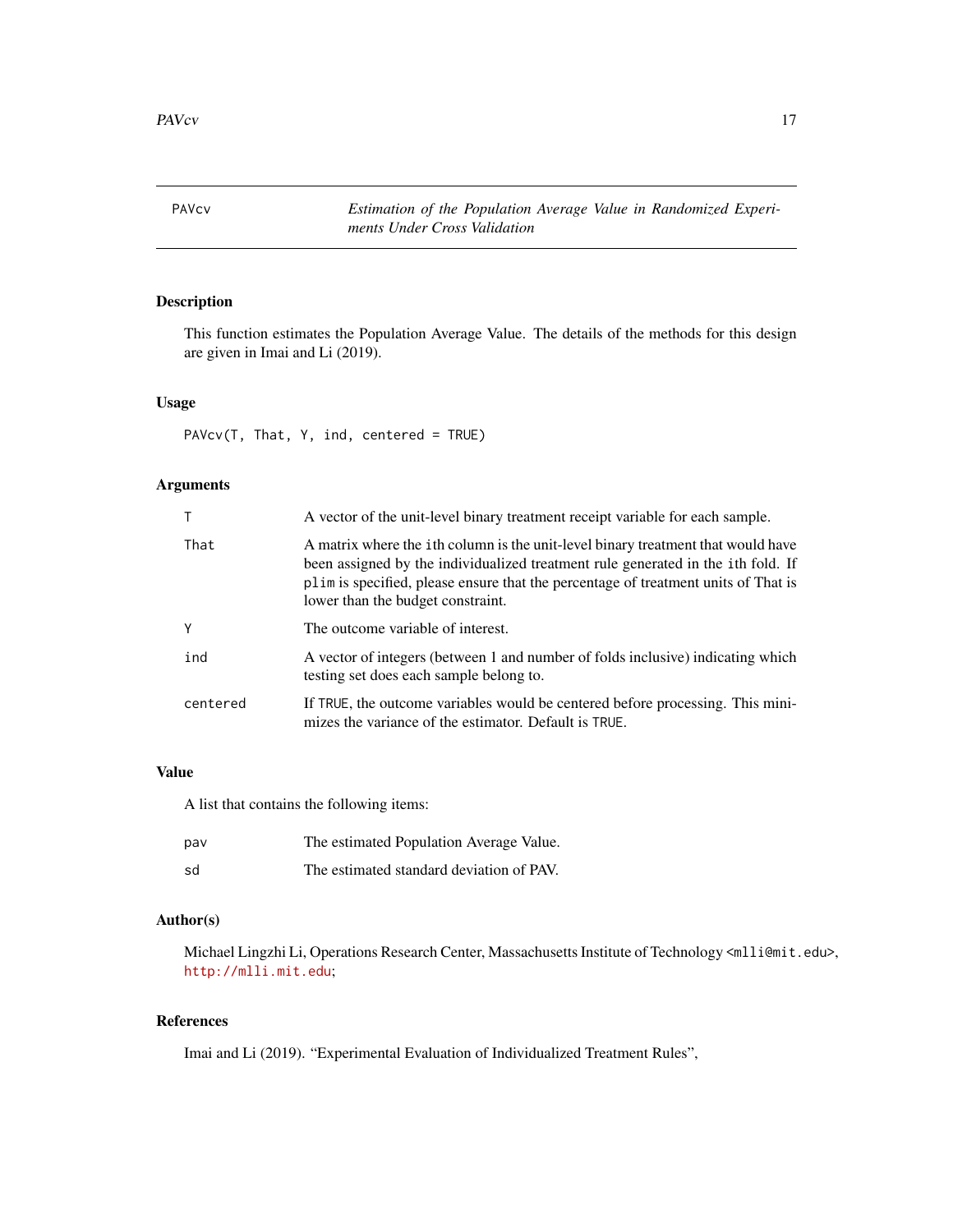# PAVcv — *Estimation of the Population Average Value in Randomized Experiments Under Cross Validation*

## Description

This function estimates the Population Average Value. The details of the methods for this design are given in Imai and Li (2019).

## Usage

```
PAVcv(T, That, Y, ind, centered = TRUE)
```

## Arguments

| | |
|---|---|
| T | A vector of the unit-level binary treatment receipt variable for each sample. |
| That | A matrix where the ith column is the unit-level binary treatment that would have been assigned by the individualized treatment rule generated in the ith fold. If plim is specified, please ensure that the percentage of treatment units of That is lower than the budget constraint. |
| Y | The outcome variable of interest. |
| ind | A vector of integers (between 1 and number of folds inclusive) indicating which testing set does each sample belong to. |
| centered | If TRUE, the outcome variables would be centered before processing. This minimizes the variance of the estimator. Default is TRUE. |

## Value

A list that contains the following items:

| | |
|---|---|
| pav | The estimated Population Average Value. |
| sd | The estimated standard deviation of PAV. |

## Author(s)

Michael Lingzhi Li, Operations Research Center, Massachusetts Institute of Technology <mlli@mit.edu>, http://mlli.mit.edu;

## References

Imai and Li (2019). "Experimental Evaluation of Individualized Treatment Rules",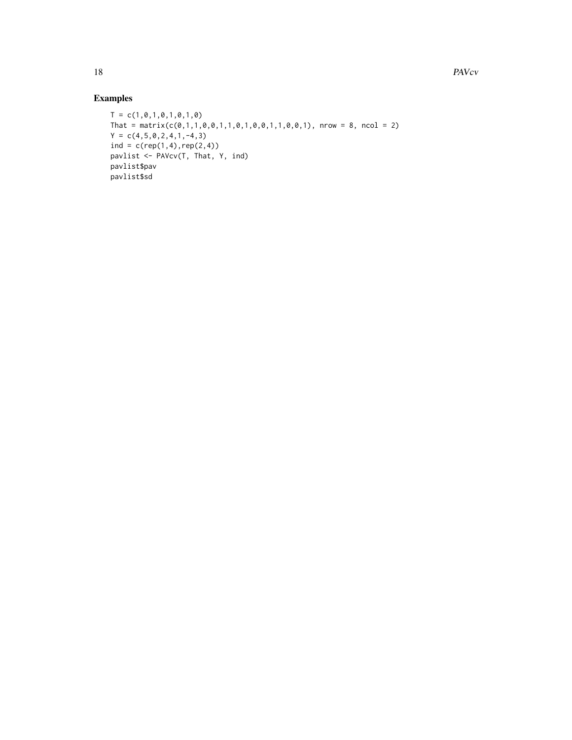## Examples

```
T = c(1,0,1,0,1,0,1,0)
That = matrix(c(0,1,1,0,0,1,1,0,1,0,0,1,1,0,0,1), nrow = 8, ncol = 2)
Y = c(4,5,0,2,4,1,-4,3)
ind = c(rep(1,4),rep(2,4))
pavlist <- PAVcv(T, That, Y, ind)
pavlist$pav
pavlist$sd
```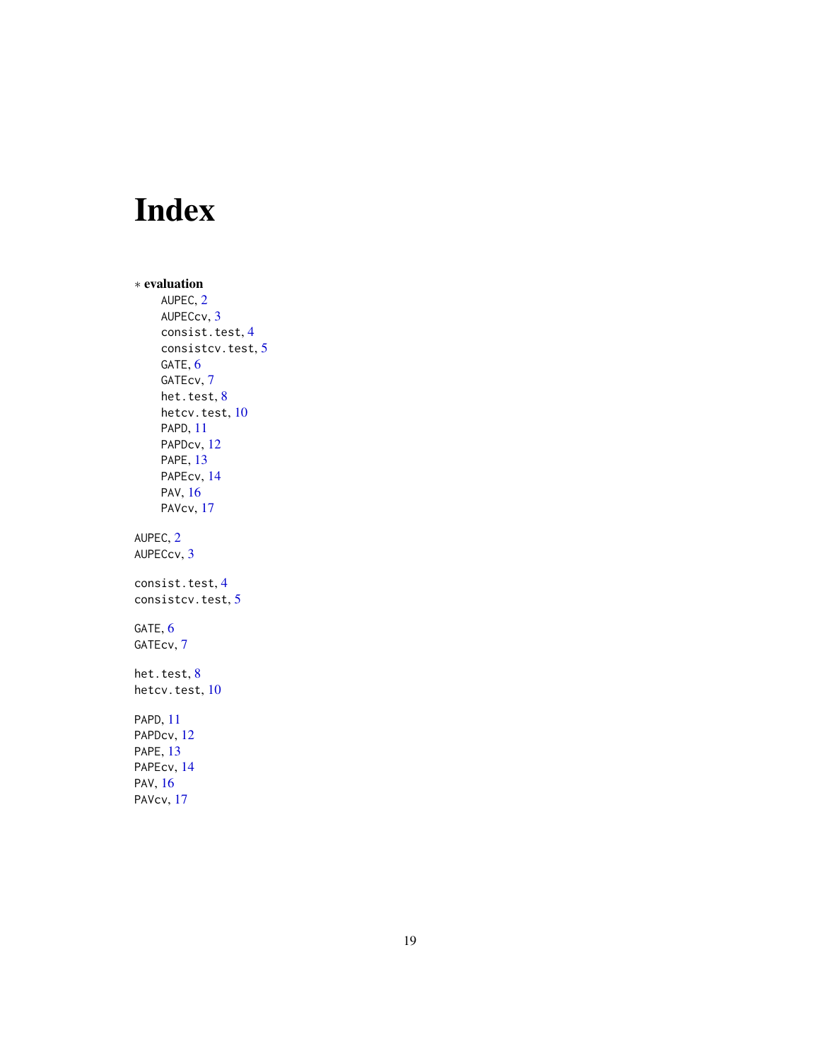# Index

∗ **evaluation**
  AUPEC, 2
  AUPECcv, 3
  consist.test, 4
  consistcv.test, 5
  GATE, 6
  GATEcv, 7
  het.test, 8
  hetcv.test, 10
  PAPD, 11
  PAPDcv, 12
  PAPE, 13
  PAPEcv, 14
  PAV, 16
  PAVcv, 17

AUPEC, 2
AUPECcv, 3

consist.test, 4
consistcv.test, 5

GATE, 6
GATEcv, 7

het.test, 8
hetcv.test, 10

PAPD, 11
PAPDcv, 12
PAPE, 13
PAPEcv, 14
PAV, 16
PAVcv, 17